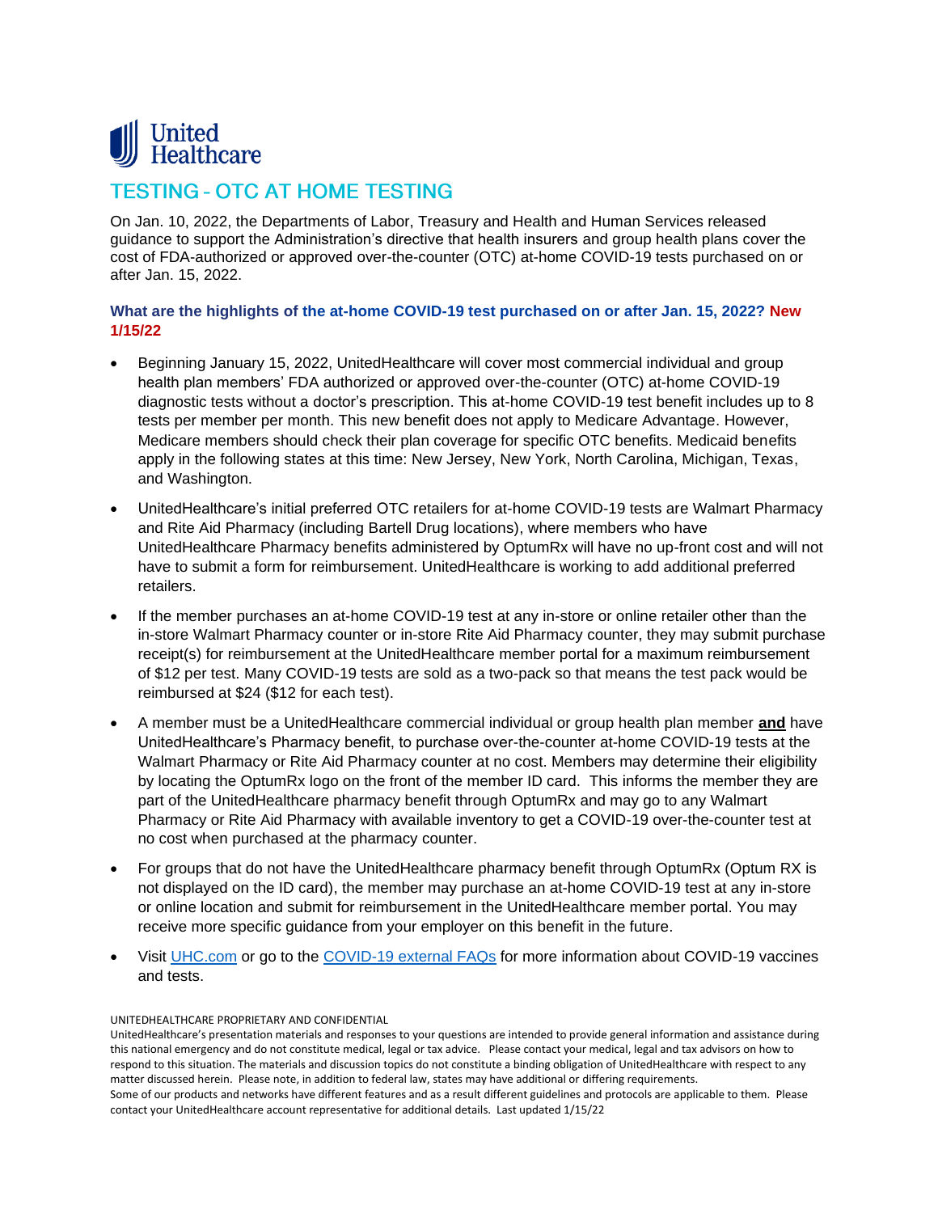# TESTING - OTC AT HOME TESTING

On Jan. 10, 2022, the Departments of Labor, Treasury and Health and Human Services released guidance to support the Administration's directive that health insurers and group health plans cover the cost of FDA-authorized or approved over-the-counter (OTC) at-home COVID-19 tests purchased on or after Jan. 15, 2022.

### What are the highlights of the at-home COVID-19 test purchased on or after Jan. 15, 2022? New 1/15/22

- Beginning January 15, 2022, UnitedHealthcare will cover most commercial individual and group health plan members' FDA authorized or approved over-the-counter (OTC) at-home COVID-19 diagnostic tests without a doctor's prescription. This at-home COVID-19 test benefit includes up to 8 tests per member per month. This new benefit does not apply to Medicare Advantage. However, Medicare members should check their plan coverage for specific OTC benefits. Medicaid benefits apply in the following states at this time: New Jersey, New York, North Carolina, Michigan, Texas, and Washington.
- UnitedHealthcare's initial preferred OTC retailers for at-home COVID-19 tests are Walmart Pharmacy and Rite Aid Pharmacy (including Bartell Drug locations), where members who have UnitedHealthcare Pharmacy benefits administered by OptumRx will have no up-front cost and will not have to submit a form for reimbursement. UnitedHealthcare is working to add additional preferred retailers.
- If the member purchases an at-home COVID-19 test at any in-store or online retailer other than the in-store Walmart Pharmacy counter or in-store Rite Aid Pharmacy counter, they may submit purchase receipt(s) for reimbursement at the UnitedHealthcare member portal for a maximum reimbursement of $12 per test. Many COVID-19 tests are sold as a two-pack so that means the test pack would be reimbursed at $24 ($12 for each test).
- A member must be a UnitedHealthcare commercial individual or group health plan member **and** have UnitedHealthcare's Pharmacy benefit, to purchase over-the-counter at-home COVID-19 tests at the Walmart Pharmacy or Rite Aid Pharmacy counter at no cost. Members may determine their eligibility by locating the OptumRx logo on the front of the member ID card. This informs the member they are part of the UnitedHealthcare pharmacy benefit through OptumRx and may go to any Walmart Pharmacy or Rite Aid Pharmacy with available inventory to get a COVID-19 over-the-counter test at no cost when purchased at the pharmacy counter.
- For groups that do not have the UnitedHealthcare pharmacy benefit through OptumRx (Optum RX is not displayed on the ID card), the member may purchase an at-home COVID-19 test at any in-store or online location and submit for reimbursement in the UnitedHealthcare member portal. You may receive more specific guidance from your employer on this benefit in the future.
- Visit [UHC.com]() or go to the [COVID-19 external FAQs]() for more information about COVID-19 vaccines and tests.

UNITEDHEALTHCARE PROPRIETARY AND CONFIDENTIAL

UnitedHealthcare's presentation materials and responses to your questions are intended to provide general information and assistance during this national emergency and do not constitute medical, legal or tax advice. Please contact your medical, legal and tax advisors on how to respond to this situation. The materials and discussion topics do not constitute a binding obligation of UnitedHealthcare with respect to any matter discussed herein. Please note, in addition to federal law, states may have additional or differing requirements.
Some of our products and networks have different features and as a result different guidelines and protocols are applicable to them. Please contact your UnitedHealthcare account representative for additional details. Last updated 1/15/22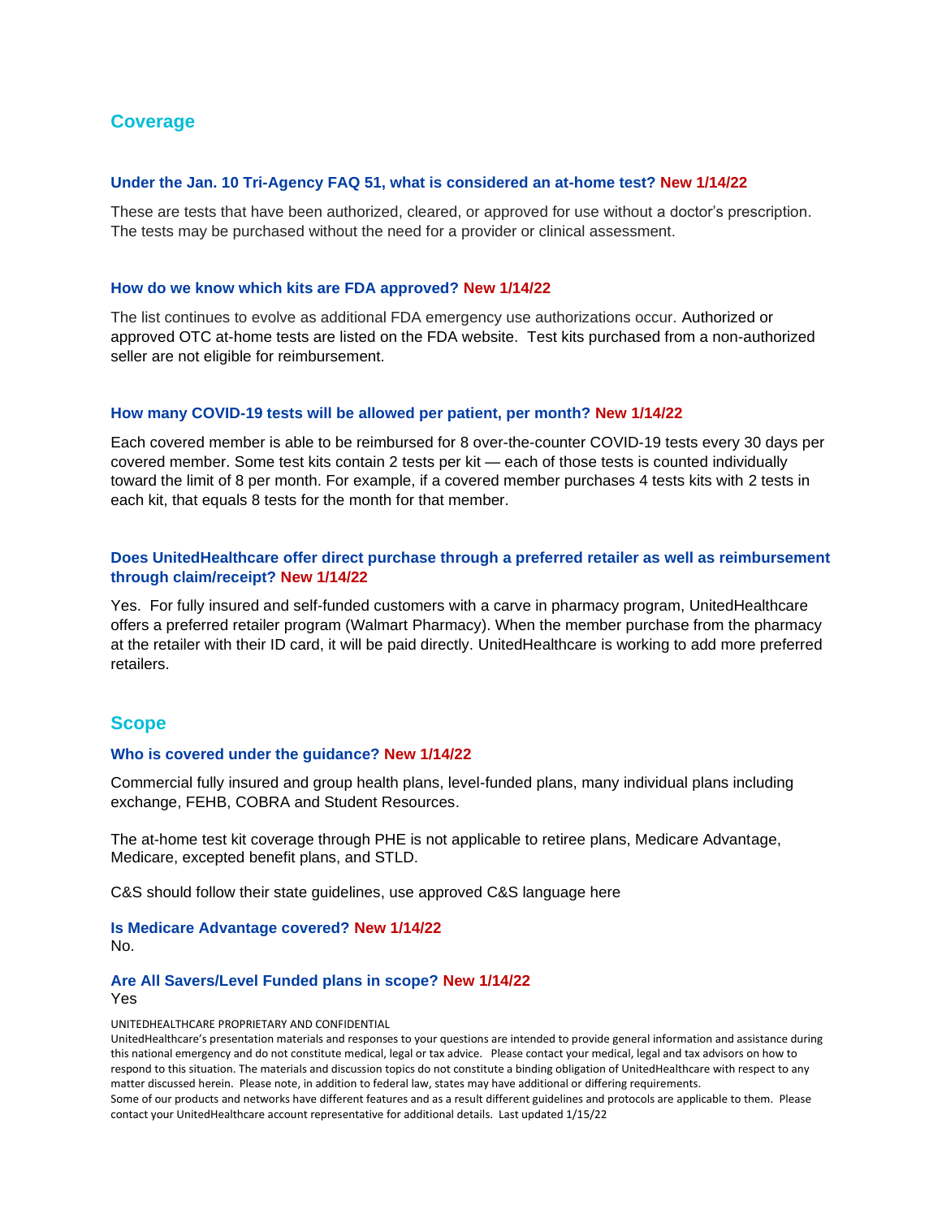## Coverage

### Under the Jan. 10 Tri-Agency FAQ 51, what is considered an at-home test? New 1/14/22

These are tests that have been authorized, cleared, or approved for use without a doctor's prescription. The tests may be purchased without the need for a provider or clinical assessment.

### How do we know which kits are FDA approved? New 1/14/22

The list continues to evolve as additional FDA emergency use authorizations occur. Authorized or approved OTC at-home tests are listed on the FDA website. Test kits purchased from a non-authorized seller are not eligible for reimbursement.

### How many COVID-19 tests will be allowed per patient, per month? New 1/14/22

Each covered member is able to be reimbursed for 8 over-the-counter COVID-19 tests every 30 days per covered member. Some test kits contain 2 tests per kit — each of those tests is counted individually toward the limit of 8 per month. For example, if a covered member purchases 4 tests kits with 2 tests in each kit, that equals 8 tests for the month for that member.

### Does UnitedHealthcare offer direct purchase through a preferred retailer as well as reimbursement through claim/receipt? New 1/14/22

Yes. For fully insured and self-funded customers with a carve in pharmacy program, UnitedHealthcare offers a preferred retailer program (Walmart Pharmacy). When the member purchase from the pharmacy at the retailer with their ID card, it will be paid directly. UnitedHealthcare is working to add more preferred retailers.

## Scope

### Who is covered under the guidance? New 1/14/22

Commercial fully insured and group health plans, level-funded plans, many individual plans including exchange, FEHB, COBRA and Student Resources.

The at-home test kit coverage through PHE is not applicable to retiree plans, Medicare Advantage, Medicare, excepted benefit plans, and STLD.

C&S should follow their state guidelines, use approved C&S language here

### Is Medicare Advantage covered? New 1/14/22

No.

### Are All Savers/Level Funded plans in scope? New 1/14/22

Yes

UNITEDHEALTHCARE PROPRIETARY AND CONFIDENTIAL
UnitedHealthcare's presentation materials and responses to your questions are intended to provide general information and assistance during this national emergency and do not constitute medical, legal or tax advice. Please contact your medical, legal and tax advisors on how to respond to this situation. The materials and discussion topics do not constitute a binding obligation of UnitedHealthcare with respect to any matter discussed herein. Please note, in addition to federal law, states may have additional or differing requirements.
Some of our products and networks have different features and as a result different guidelines and protocols are applicable to them. Please contact your UnitedHealthcare account representative for additional details. Last updated 1/15/22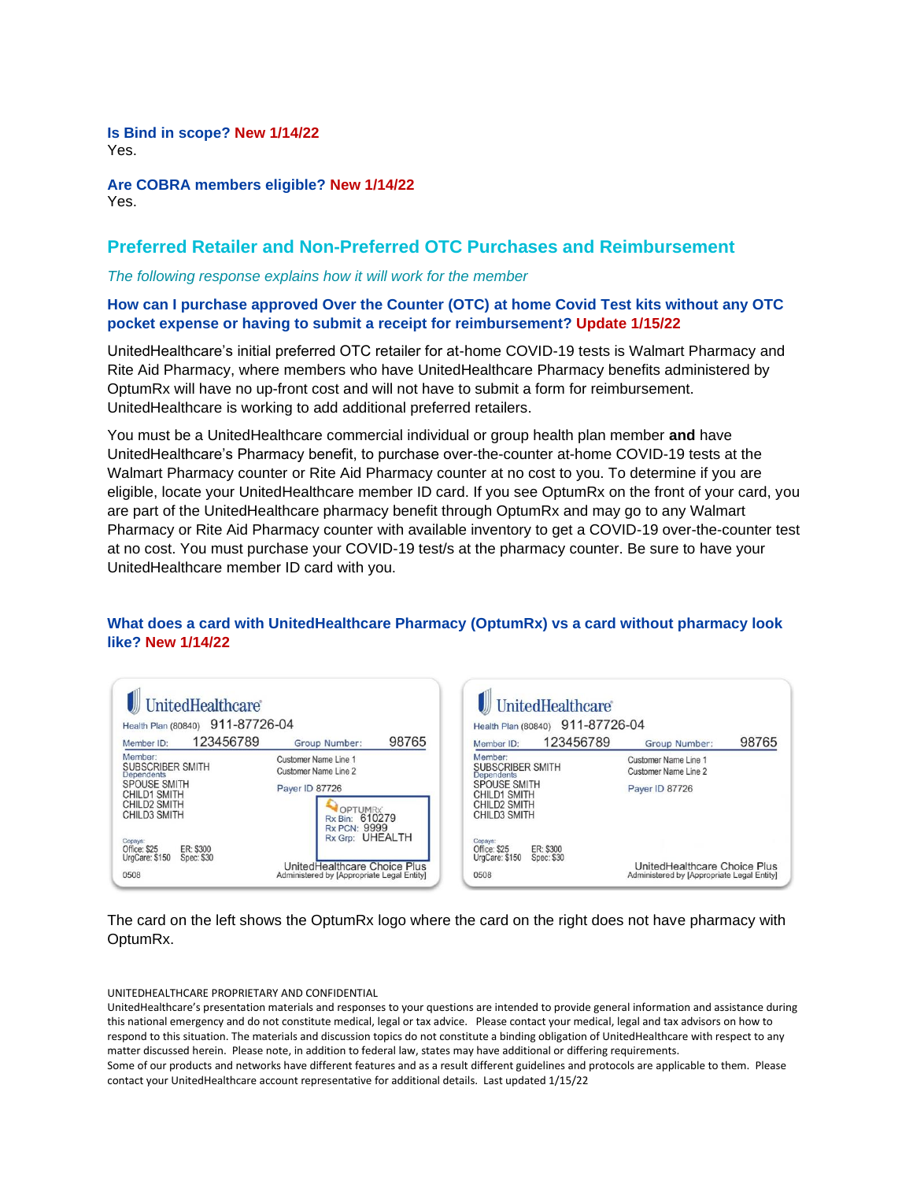**Is Bind in scope? New 1/14/22**
Yes.

**Are COBRA members eligible? New 1/14/22**
Yes.

## Preferred Retailer and Non-Preferred OTC Purchases and Reimbursement

*The following response explains how it will work for the member*

**How can I purchase approved Over the Counter (OTC) at home Covid Test kits without any OTC pocket expense or having to submit a receipt for reimbursement? Update 1/15/22**

UnitedHealthcare's initial preferred OTC retailer for at-home COVID-19 tests is Walmart Pharmacy and Rite Aid Pharmacy, where members who have UnitedHealthcare Pharmacy benefits administered by OptumRx will have no up-front cost and will not have to submit a form for reimbursement. UnitedHealthcare is working to add additional preferred retailers.

You must be a UnitedHealthcare commercial individual or group health plan member **and** have UnitedHealthcare's Pharmacy benefit, to purchase over-the-counter at-home COVID-19 tests at the Walmart Pharmacy counter or Rite Aid Pharmacy counter at no cost to you. To determine if you are eligible, locate your UnitedHealthcare member ID card. If you see OptumRx on the front of your card, you are part of the UnitedHealthcare pharmacy benefit through OptumRx and may go to any Walmart Pharmacy or Rite Aid Pharmacy counter with available inventory to get a COVID-19 over-the-counter test at no cost. You must purchase your COVID-19 test/s at the pharmacy counter. Be sure to have your UnitedHealthcare member ID card with you.

**What does a card with UnitedHealthcare Pharmacy (OptumRx) vs a card without pharmacy look like? New 1/14/22**

UnitedHealthcare
Health Plan (80840) 911-87726-04
Member ID: 123456789 Group Number: 98765
Member: SUBSCRIBER SMITH
Dependents: SPOUSE SMITH, CHILD1 SMITH, CHILD2 SMITH, CHILD3 SMITH
Customer Name Line 1
Customer Name Line 2
Payer ID 87726
OPTUMRx
Rx Bin: 610279
Rx PCN: 9999
Rx Grp: UHEALTH
Copays: Office: $25 ER: $300 UrgCare: $150 Spec: $30
0508
UnitedHealthcare Choice Plus
Administered by [Appropriate Legal Entity]

UnitedHealthcare
Health Plan (80840) 911-87726-04
Member ID: 123456789 Group Number: 98765
Member: SUBSCRIBER SMITH
Dependents: SPOUSE SMITH, CHILD1 SMITH, CHILD2 SMITH, CHILD3 SMITH
Customer Name Line 1
Customer Name Line 2
Payer ID 87726
Copays: Office: $25 ER: $300 UrgCare: $150 Spec: $30
0508
UnitedHealthcare Choice Plus
Administered by [Appropriate Legal Entity]

The card on the left shows the OptumRx logo where the card on the right does not have pharmacy with OptumRx.

UNITEDHEALTHCARE PROPRIETARY AND CONFIDENTIAL
UnitedHealthcare's presentation materials and responses to your questions are intended to provide general information and assistance during this national emergency and do not constitute medical, legal or tax advice. Please contact your medical, legal and tax advisors on how to respond to this situation. The materials and discussion topics do not constitute a binding obligation of UnitedHealthcare with respect to any matter discussed herein. Please note, in addition to federal law, states may have additional or differing requirements.
Some of our products and networks have different features and as a result different guidelines and protocols are applicable to them. Please contact your UnitedHealthcare account representative for additional details. Last updated 1/15/22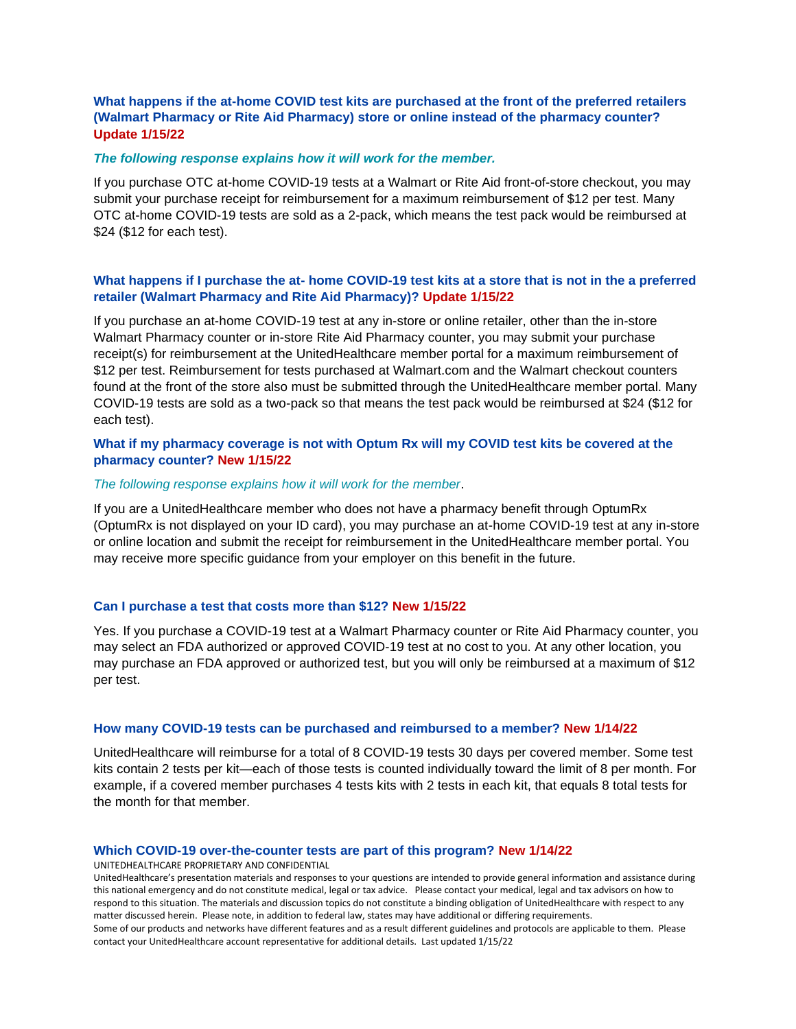### What happens if the at-home COVID test kits are purchased at the front of the preferred retailers (Walmart Pharmacy or Rite Aid Pharmacy) store or online instead of the pharmacy counter? Update 1/15/22

***The following response explains how it will work for the member.***

If you purchase OTC at-home COVID-19 tests at a Walmart or Rite Aid front-of-store checkout, you may submit your purchase receipt for reimbursement for a maximum reimbursement of $12 per test. Many OTC at-home COVID-19 tests are sold as a 2-pack, which means the test pack would be reimbursed at $24 ($12 for each test).

### What happens if I purchase the at- home COVID-19 test kits at a store that is not in the a preferred retailer (Walmart Pharmacy and Rite Aid Pharmacy)? Update 1/15/22

If you purchase an at-home COVID-19 test at any in-store or online retailer, other than the in-store Walmart Pharmacy counter or in-store Rite Aid Pharmacy counter, you may submit your purchase receipt(s) for reimbursement at the UnitedHealthcare member portal for a maximum reimbursement of $12 per test. Reimbursement for tests purchased at Walmart.com and the Walmart checkout counters found at the front of the store also must be submitted through the UnitedHealthcare member portal. Many COVID-19 tests are sold as a two-pack so that means the test pack would be reimbursed at $24 ($12 for each test).

### What if my pharmacy coverage is not with Optum Rx will my COVID test kits be covered at the pharmacy counter? New 1/15/22

*The following response explains how it will work for the member*.

If you are a UnitedHealthcare member who does not have a pharmacy benefit through OptumRx (OptumRx is not displayed on your ID card), you may purchase an at-home COVID-19 test at any in-store or online location and submit the receipt for reimbursement in the UnitedHealthcare member portal. You may receive more specific guidance from your employer on this benefit in the future.

### Can I purchase a test that costs more than $12? New 1/15/22

Yes. If you purchase a COVID-19 test at a Walmart Pharmacy counter or Rite Aid Pharmacy counter, you may select an FDA authorized or approved COVID-19 test at no cost to you. At any other location, you may purchase an FDA approved or authorized test, but you will only be reimbursed at a maximum of $12 per test.

### How many COVID-19 tests can be purchased and reimbursed to a member? New 1/14/22

UnitedHealthcare will reimburse for a total of 8 COVID-19 tests 30 days per covered member. Some test kits contain 2 tests per kit—each of those tests is counted individually toward the limit of 8 per month. For example, if a covered member purchases 4 tests kits with 2 tests in each kit, that equals 8 total tests for the month for that member.

### Which COVID-19 over-the-counter tests are part of this program? New 1/14/22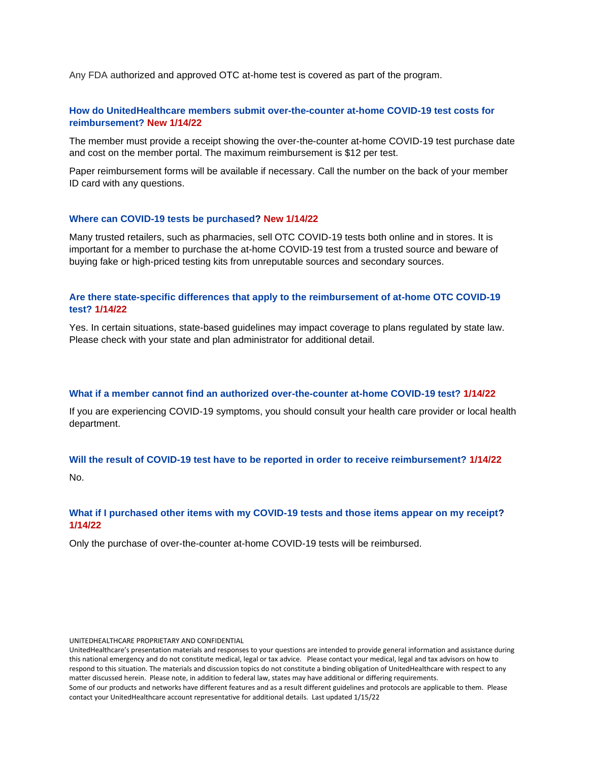Any FDA authorized and approved OTC at-home test is covered as part of the program.

### How do UnitedHealthcare members submit over-the-counter at-home COVID-19 test costs for reimbursement? New 1/14/22

The member must provide a receipt showing the over-the-counter at-home COVID-19 test purchase date and cost on the member portal. The maximum reimbursement is $12 per test.

Paper reimbursement forms will be available if necessary. Call the number on the back of your member ID card with any questions.

### Where can COVID-19 tests be purchased? New 1/14/22

Many trusted retailers, such as pharmacies, sell OTC COVID-19 tests both online and in stores. It is important for a member to purchase the at-home COVID-19 test from a trusted source and beware of buying fake or high-priced testing kits from unreputable sources and secondary sources.

### Are there state-specific differences that apply to the reimbursement of at-home OTC COVID-19 test? 1/14/22

Yes. In certain situations, state-based guidelines may impact coverage to plans regulated by state law. Please check with your state and plan administrator for additional detail.

### What if a member cannot find an authorized over-the-counter at-home COVID-19 test? 1/14/22

If you are experiencing COVID-19 symptoms, you should consult your health care provider or local health department.

### Will the result of COVID-19 test have to be reported in order to receive reimbursement? 1/14/22

No.

### What if I purchased other items with my COVID-19 tests and those items appear on my receipt? 1/14/22

Only the purchase of over-the-counter at-home COVID-19 tests will be reimbursed.

UNITEDHEALTHCARE PROPRIETARY AND CONFIDENTIAL
UnitedHealthcare's presentation materials and responses to your questions are intended to provide general information and assistance during this national emergency and do not constitute medical, legal or tax advice. Please contact your medical, legal and tax advisors on how to respond to this situation. The materials and discussion topics do not constitute a binding obligation of UnitedHealthcare with respect to any matter discussed herein. Please note, in addition to federal law, states may have additional or differing requirements.
Some of our products and networks have different features and as a result different guidelines and protocols are applicable to them. Please contact your UnitedHealthcare account representative for additional details. Last updated 1/15/22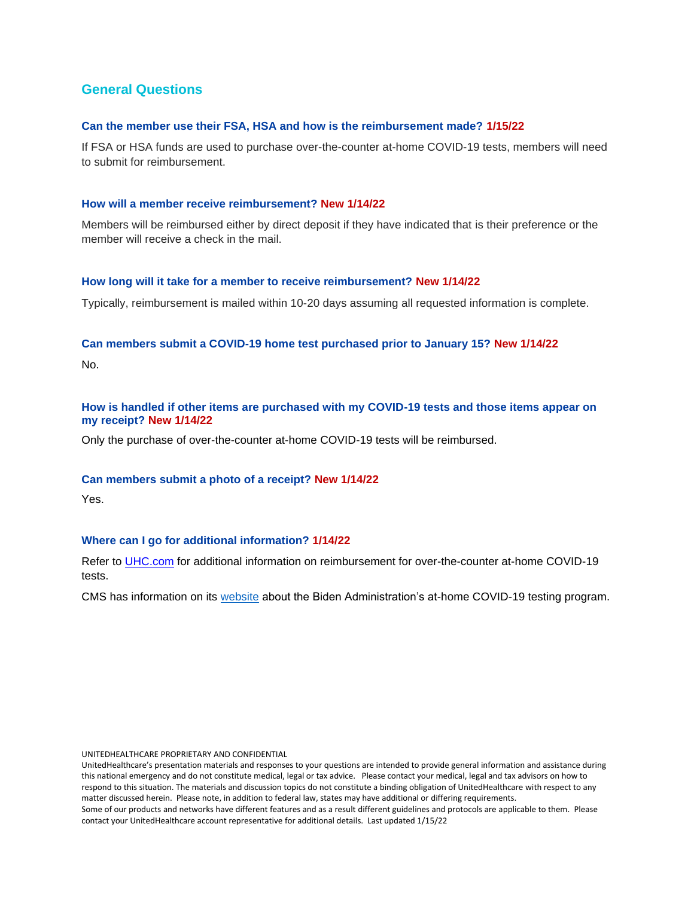## General Questions

### Can the member use their FSA, HSA and how is the reimbursement made? 1/15/22

If FSA or HSA funds are used to purchase over-the-counter at-home COVID-19 tests, members will need to submit for reimbursement.

### How will a member receive reimbursement? New 1/14/22

Members will be reimbursed either by direct deposit if they have indicated that is their preference or the member will receive a check in the mail.

### How long will it take for a member to receive reimbursement? New 1/14/22

Typically, reimbursement is mailed within 10-20 days assuming all requested information is complete.

### Can members submit a COVID-19 home test purchased prior to January 15? New 1/14/22

No.

### How is handled if other items are purchased with my COVID-19 tests and those items appear on my receipt? New 1/14/22

Only the purchase of over-the-counter at-home COVID-19 tests will be reimbursed.

### Can members submit a photo of a receipt? New 1/14/22

Yes.

### Where can I go for additional information? 1/14/22

Refer to [UHC.com](UHC.com) for additional information on reimbursement for over-the-counter at-home COVID-19 tests.

CMS has information on its website about the Biden Administration's at-home COVID-19 testing program.

UNITEDHEALTHCARE PROPRIETARY AND CONFIDENTIAL
UnitedHealthcare's presentation materials and responses to your questions are intended to provide general information and assistance during this national emergency and do not constitute medical, legal or tax advice. Please contact your medical, legal and tax advisors on how to respond to this situation. The materials and discussion topics do not constitute a binding obligation of UnitedHealthcare with respect to any matter discussed herein. Please note, in addition to federal law, states may have additional or differing requirements.
Some of our products and networks have different features and as a result different guidelines and protocols are applicable to them. Please contact your UnitedHealthcare account representative for additional details. Last updated 1/15/22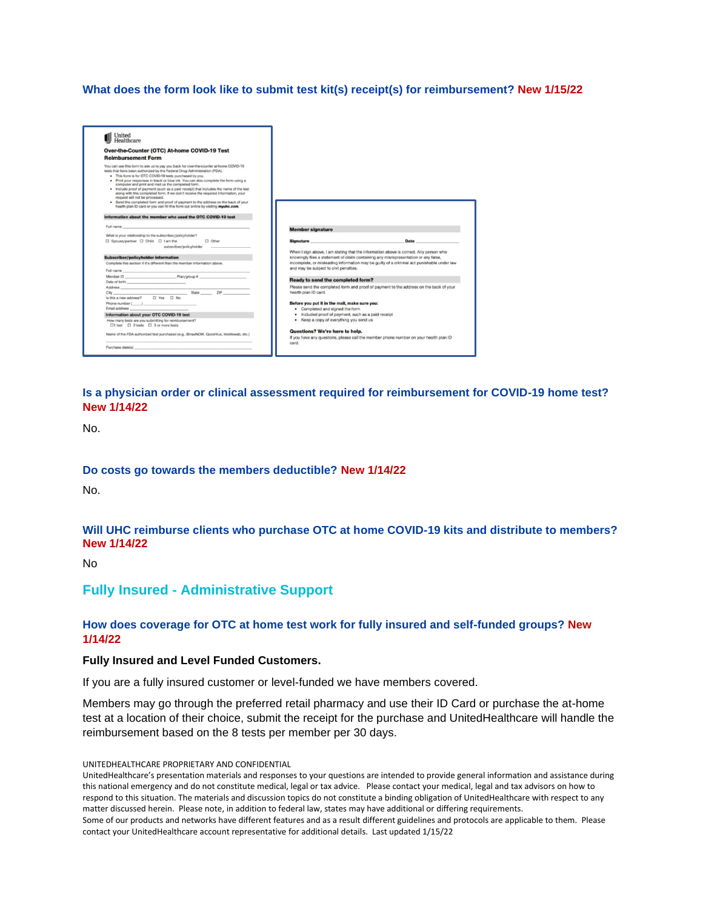### What does the form look like to submit test kit(s) receipt(s) for reimbursement? New 1/15/22

### Is a physician order or clinical assessment required for reimbursement for COVID-19 home test? New 1/14/22

No.

### Do costs go towards the members deductible? New 1/14/22

No.

### Will UHC reimburse clients who purchase OTC at home COVID-19 kits and distribute to members? New 1/14/22

No

## Fully Insured - Administrative Support

### How does coverage for OTC at home test work for fully insured and self-funded groups? New 1/14/22

**Fully Insured and Level Funded Customers.**

If you are a fully insured customer or level-funded we have members covered.

Members may go through the preferred retail pharmacy and use their ID Card or purchase the at-home test at a location of their choice, submit the receipt for the purchase and UnitedHealthcare will handle the reimbursement based on the 8 tests per member per 30 days.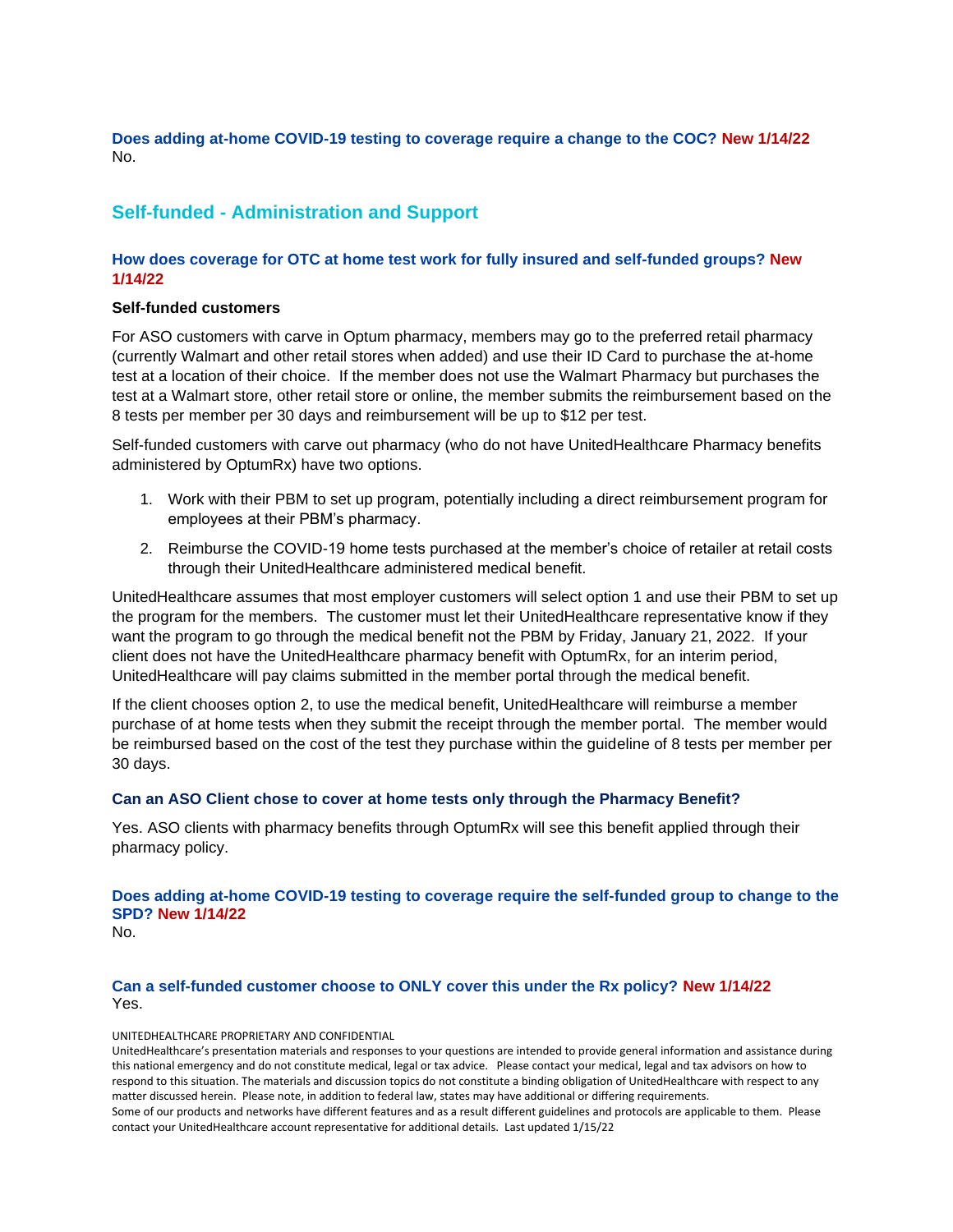**Does adding at-home COVID-19 testing to coverage require a change to the COC? New 1/14/22**
No.

## Self-funded - Administration and Support

### How does coverage for OTC at home test work for fully insured and self-funded groups? New 1/14/22

**Self-funded customers**

For ASO customers with carve in Optum pharmacy, members may go to the preferred retail pharmacy (currently Walmart and other retail stores when added) and use their ID Card to purchase the at-home test at a location of their choice. If the member does not use the Walmart Pharmacy but purchases the test at a Walmart store, other retail store or online, the member submits the reimbursement based on the 8 tests per member per 30 days and reimbursement will be up to $12 per test.

Self-funded customers with carve out pharmacy (who do not have UnitedHealthcare Pharmacy benefits administered by OptumRx) have two options.

1. Work with their PBM to set up program, potentially including a direct reimbursement program for employees at their PBM's pharmacy.
2. Reimburse the COVID-19 home tests purchased at the member's choice of retailer at retail costs through their UnitedHealthcare administered medical benefit.

UnitedHealthcare assumes that most employer customers will select option 1 and use their PBM to set up the program for the members. The customer must let their UnitedHealthcare representative know if they want the program to go through the medical benefit not the PBM by Friday, January 21, 2022. If your client does not have the UnitedHealthcare pharmacy benefit with OptumRx, for an interim period, UnitedHealthcare will pay claims submitted in the member portal through the medical benefit.

If the client chooses option 2, to use the medical benefit, UnitedHealthcare will reimburse a member purchase of at home tests when they submit the receipt through the member portal. The member would be reimbursed based on the cost of the test they purchase within the guideline of 8 tests per member per 30 days.

### Can an ASO Client chose to cover at home tests only through the Pharmacy Benefit?

Yes. ASO clients with pharmacy benefits through OptumRx will see this benefit applied through their pharmacy policy.

### Does adding at-home COVID-19 testing to coverage require the self-funded group to change to the SPD? New 1/14/22

No.

### Can a self-funded customer choose to ONLY cover this under the Rx policy? New 1/14/22

Yes.

UNITEDHEALTHCARE PROPRIETARY AND CONFIDENTIAL
UnitedHealthcare's presentation materials and responses to your questions are intended to provide general information and assistance during this national emergency and do not constitute medical, legal or tax advice. Please contact your medical, legal and tax advisors on how to respond to this situation. The materials and discussion topics do not constitute a binding obligation of UnitedHealthcare with respect to any matter discussed herein. Please note, in addition to federal law, states may have additional or differing requirements.
Some of our products and networks have different features and as a result different guidelines and protocols are applicable to them. Please contact your UnitedHealthcare account representative for additional details. Last updated 1/15/22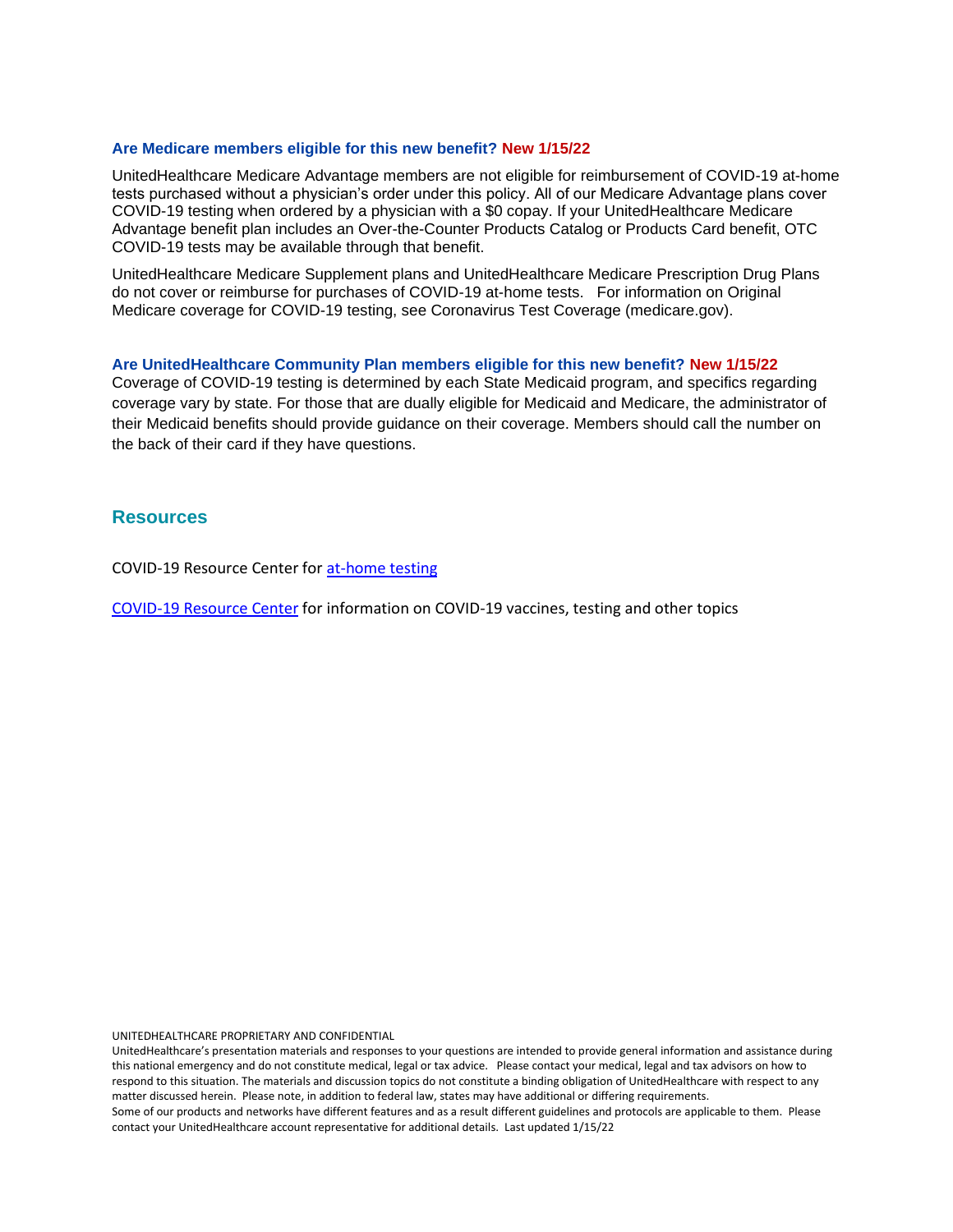### Are Medicare members eligible for this new benefit? New 1/15/22

UnitedHealthcare Medicare Advantage members are not eligible for reimbursement of COVID-19 at-home tests purchased without a physician's order under this policy. All of our Medicare Advantage plans cover COVID-19 testing when ordered by a physician with a $0 copay. If your UnitedHealthcare Medicare Advantage benefit plan includes an Over-the-Counter Products Catalog or Products Card benefit, OTC COVID-19 tests may be available through that benefit.

UnitedHealthcare Medicare Supplement plans and UnitedHealthcare Medicare Prescription Drug Plans do not cover or reimburse for purchases of COVID-19 at-home tests. For information on Original Medicare coverage for COVID-19 testing, see Coronavirus Test Coverage (medicare.gov).

### Are UnitedHealthcare Community Plan members eligible for this new benefit? New 1/15/22

Coverage of COVID-19 testing is determined by each State Medicaid program, and specifics regarding coverage vary by state. For those that are dually eligible for Medicaid and Medicare, the administrator of their Medicaid benefits should provide guidance on their coverage. Members should call the number on the back of their card if they have questions.

## Resources

COVID-19 Resource Center for at-home testing

COVID-19 Resource Center for information on COVID-19 vaccines, testing and other topics

UNITEDHEALTHCARE PROPRIETARY AND CONFIDENTIAL
UnitedHealthcare's presentation materials and responses to your questions are intended to provide general information and assistance during this national emergency and do not constitute medical, legal or tax advice. Please contact your medical, legal and tax advisors on how to respond to this situation. The materials and discussion topics do not constitute a binding obligation of UnitedHealthcare with respect to any matter discussed herein. Please note, in addition to federal law, states may have additional or differing requirements.
Some of our products and networks have different features and as a result different guidelines and protocols are applicable to them. Please contact your UnitedHealthcare account representative for additional details. Last updated 1/15/22